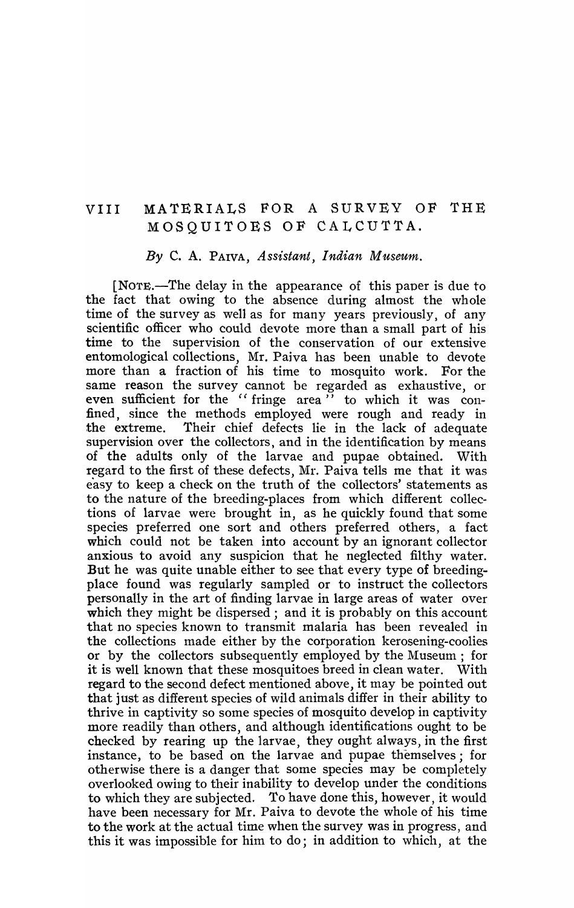# VIII MATERIALS FOR A SURVEY OF THE MOSQUITOES OF CALCUTTA.

*By* C. A. PAIVA, *Assistant, Indian Museum.*

[NOTE.—The delay in the appearance of this paper is due to the fact that owing to the absence during almost the whole time of the survey as well as for many years previously, of any scientific officer who could devote more than a small part of his time to the supervision of the conservation of our extensive entomological collections, Mr. Paiva has been unable to devote more than a fraction of his time to mosquito work. For the same reason the survey cannot be regarded as exhaustive, or even sufficient for the "fringe area" to which it was confined, since the methods employed were rough and ready in the extreme. Their chief defects lie in the lack of adequate supervision over the collectors, and in the identification by means of the adults only of the larvae and pupae obtained. With regard to the first of these defects, Mr. Paiva tells me that it was easy to keep a check on the truth of the collectors' statements as to the nature of the breeding-places from which different collections of larvae were brought in, as he quickly found that some species preferred one sort and others preferred others, a fact which could not be taken into account by an ignorant collector anxious to avoid any suspicion that he neglected filthy water. But he was quite unable either to see that every type of breeding-place found was regularly sampled or to instruct the collectors personally in the art of finding larvae in large areas of water over which they might be dispersed; and it is probably on this account that no species known to transmit malaria has been revealed in the collections made either by the corporation kerosening-coolies or by the collectors subsequently employed by the Museum; for it is well known that these mosquitoes breed in clean water. With regard to the second defect mentioned above, it may be pointed out that just as different species of wild animals differ in their ability to thrive in captivity so some species of mosquito develop in captivity more readily than others, and although identifications ought to be checked by rearing up the larvae, they ought always, in the first instance, to be based on the larvae and pupae themselves; for otherwise there is a danger that some species may be completely overlooked owing to their inability to develop under the conditions to which they are subjected. To have done this, however, it would have been necessary for Mr. Paiva to devote the whole of his time to the work at the actual time when the survey was in progress, and this it was impossible for him to do; in addition to which, at the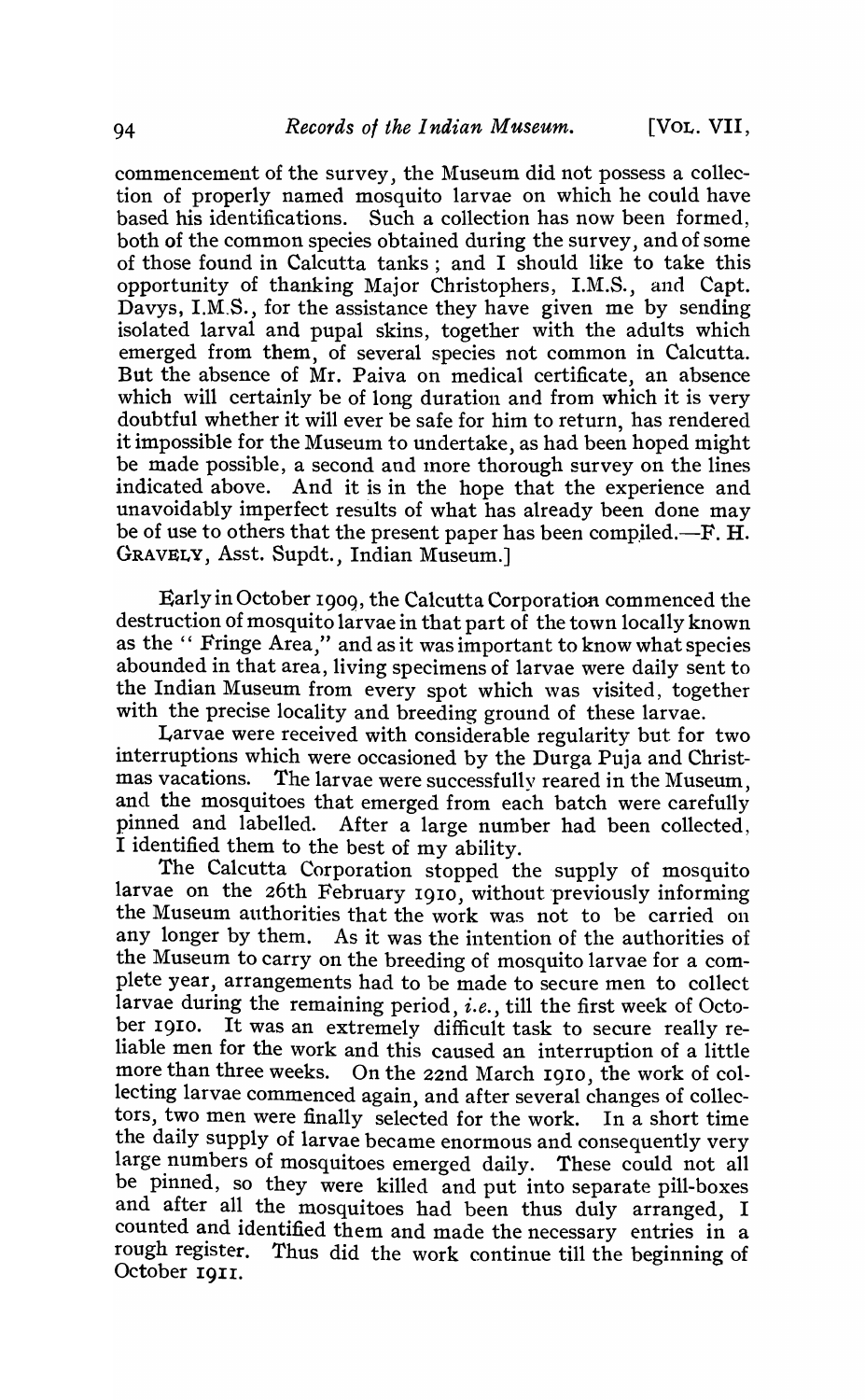commencement of the survey, the Museum did not possess a collection of properly named mosquito larvae on which he could have based his identifications. Such a collection has now been formed, both of the common species obtained during the survey, and of some of those found in Calcutta tanks; and I should like to take this opportunity of thanking Major Christophers, I.M.S., and Capt. Davys, I.M.S., for the assistance they have given me by sending isolated larval and pupal skins, together with the adults which emerged from them, of several species not common in Calcutta. But the absence of Mr. Paiva on medical certificate, an absence which will certainly be of long duration and from which it is very doubtful whether it will ever be safe for him to return, has rendered it impossible for the Museum to undertake, as had been hoped might be made possible, a second and more thorough survey on the lines indicated above. And it is in the hope that the experience and unavoidably imperfect results of what has already been done may be of use to others that the present paper has been compiled.—F. H. GRAVELY, Asst. Supdt., Indian Museum.]

Early in October 1909, the Calcutta Corporation commenced the destruction of mosquito larvae in that part of the town locally known as the "Fringe Area," and as it was important to know what species abounded in that area, living specimens of larvae were daily sent to the Indian Museum from every spot which was visited, together with the precise locality and breeding ground of these larvae.

Larvae were received with considerable regularity but for two interruptions which were occasioned by the Durga Puja and Christmas vacations. The larvae were successfully reared in the Museum, and the mosquitoes that emerged from each batch were carefully pinned and labelled. After a large number had been collected, I identified them to the best of my ability.

The Calcutta Corporation stopped the supply of mosquito larvae on the 26th February 1910, without previously informing the Museum authorities that the work was not to be carried on any longer by them. As it was the intention of the authorities of the Museum to carry on the breeding of mosquito larvae for a complete year, arrangements had to be made to secure men to collect larvae during the remaining period, *i.e.*, till the first week of October 1910. It was an extremely difficult task to secure really reliable men for the work and this caused an interruption of a little more than three weeks. On the 22nd March 1910, the work of collecting larvae commenced again, and after several changes of collectors, two men were finally selected for the work. In a short time the daily supply of larvae became enormous and consequently very large numbers of mosquitoes emerged daily. These could not all be pinned, so they were killed and put into separate pill-boxes and after all the mosquitoes had been thus duly arranged, I counted and identified them and made the necessary entries in a rough register. Thus did the work continue till the beginning of October 1911.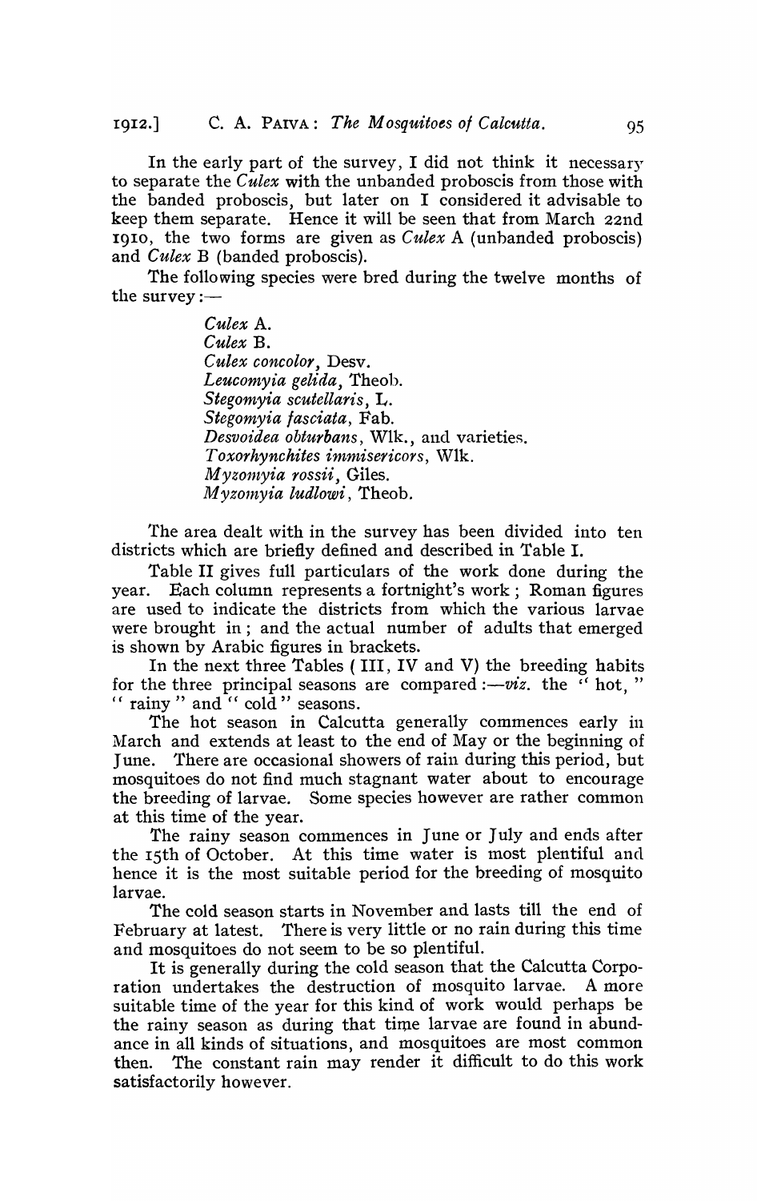In the early part of the survey, I did not think it necessary to separate the *Culex* with the unbanded proboscis from those with the banded proboscis, but later on I considered it advisable to keep them separate. Hence it will be seen that from March 22nd 1910, the two forms are given as *Culex* A (unbanded proboscis) and *Culex* B (banded proboscis).

The following species were bred during the twelve months of the survey:—

*Culex* A.
*Culex* B.
*Culex concolor*, Desv.
*Leucomyia gelida*, Theob.
*Stegomyia scutellaris*, L.
*Stegomyia fasciata*, Fab.
*Desvoidea obturbans*, Wlk., and varieties.
*Toxorhynchites immisericors*, Wlk.
*Myzomyia rossii*, Giles.
*Myzomyia ludlowi*, Theob.

The area dealt with in the survey has been divided into ten districts which are briefly defined and described in Table I.

Table II gives full particulars of the work done during the year. Each column represents a fortnight's work; Roman figures are used to indicate the districts from which the various larvae were brought in; and the actual number of adults that emerged is shown by Arabic figures in brackets.

In the next three Tables (III, IV and V) the breeding habits for the three principal seasons are compared:—*viz.* the "hot," "rainy" and "cold" seasons.

The hot season in Calcutta generally commences early in March and extends at least to the end of May or the beginning of June. There are occasional showers of rain during this period, but mosquitoes do not find much stagnant water about to encourage the breeding of larvae. Some species however are rather common at this time of the year.

The rainy season commences in June or July and ends after the 15th of October. At this time water is most plentiful and hence it is the most suitable period for the breeding of mosquito larvae.

The cold season starts in November and lasts till the end of February at latest. There is very little or no rain during this time and mosquitoes do not seem to be so plentiful.

It is generally during the cold season that the Calcutta Corporation undertakes the destruction of mosquito larvae. A more suitable time of the year for this kind of work would perhaps be the rainy season as during that time larvae are found in abundance in all kinds of situations, and mosquitoes are most common then. The constant rain may render it difficult to do this work satisfactorily however.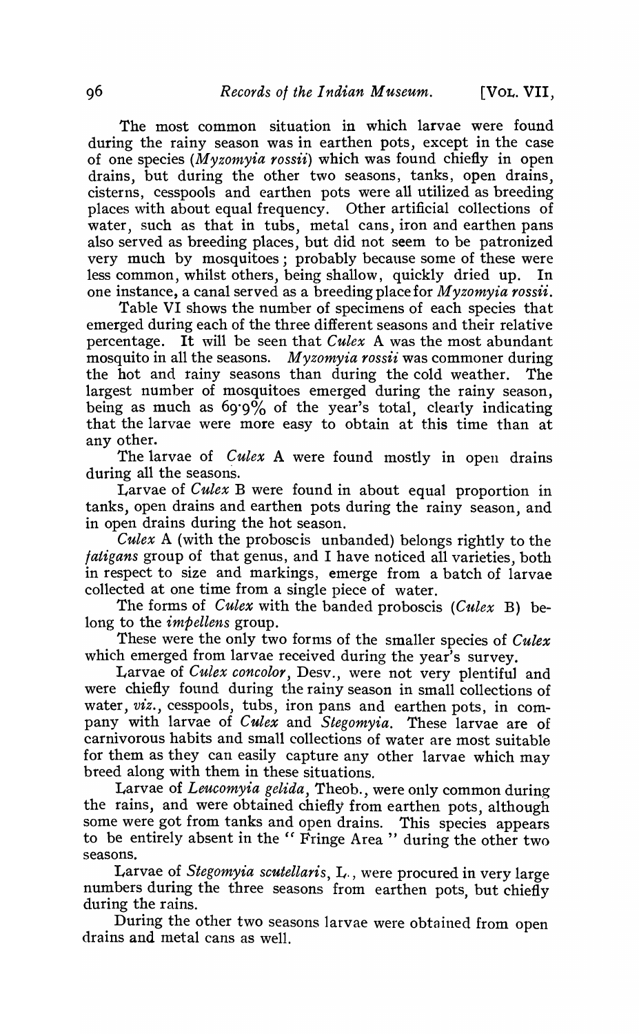The most common situation in which larvae were found during the rainy season was in earthen pots, except in the case of one species (*Myzomyia rossii*) which was found chiefly in open drains, but during the other two seasons, tanks, open drains, cisterns, cesspools and earthen pots were all utilized as breeding places with about equal frequency. Other artificial collections of water, such as that in tubs, metal cans, iron and earthen pans also served as breeding places, but did not seem to be patronized very much by mosquitoes; probably because some of these were less common, whilst others, being shallow, quickly dried up. In one instance, a canal served as a breeding place for *Myzomyia rossii*.

Table VI shows the number of specimens of each species that emerged during each of the three different seasons and their relative percentage. It will be seen that *Culex* A was the most abundant mosquito in all the seasons. *Myzomyia rossii* was commoner during the hot and rainy seasons than during the cold weather. The largest number of mosquitoes emerged during the rainy season, being as much as 69·9% of the year's total, clearly indicating that the larvae were more easy to obtain at this time than at any other.

The larvae of *Culex* A were found mostly in open drains during all the seasons.

Larvae of *Culex* B were found in about equal proportion in tanks, open drains and earthen pots during the rainy season, and in open drains during the hot season.

*Culex* A (with the proboscis unbanded) belongs rightly to the *fatigans* group of that genus, and I have noticed all varieties, both in respect to size and markings, emerge from a batch of larvae collected at one time from a single piece of water.

The forms of *Culex* with the banded proboscis (*Culex* B) belong to the *impellens* group.

These were the only two forms of the smaller species of *Culex* which emerged from larvae received during the year's survey.

Larvae of *Culex concolor*, Desv., were not very plentiful and were chiefly found during the rainy season in small collections of water, *viz.*, cesspools, tubs, iron pans and earthen pots, in company with larvae of *Culex* and *Stegomyia*. These larvae are of carnivorous habits and small collections of water are most suitable for them as they can easily capture any other larvae which may breed along with them in these situations.

Larvae of *Leucomyia gelida*, Theob., were only common during the rains, and were obtained chiefly from earthen pots, although some were got from tanks and open drains. This species appears to be entirely absent in the "Fringe Area" during the other two seasons.

Larvae of *Stegomyia scutellaris*, L., were procured in very large numbers during the three seasons from earthen pots, but chiefly during the rains.

During the other two seasons larvae were obtained from open drains and metal cans as well.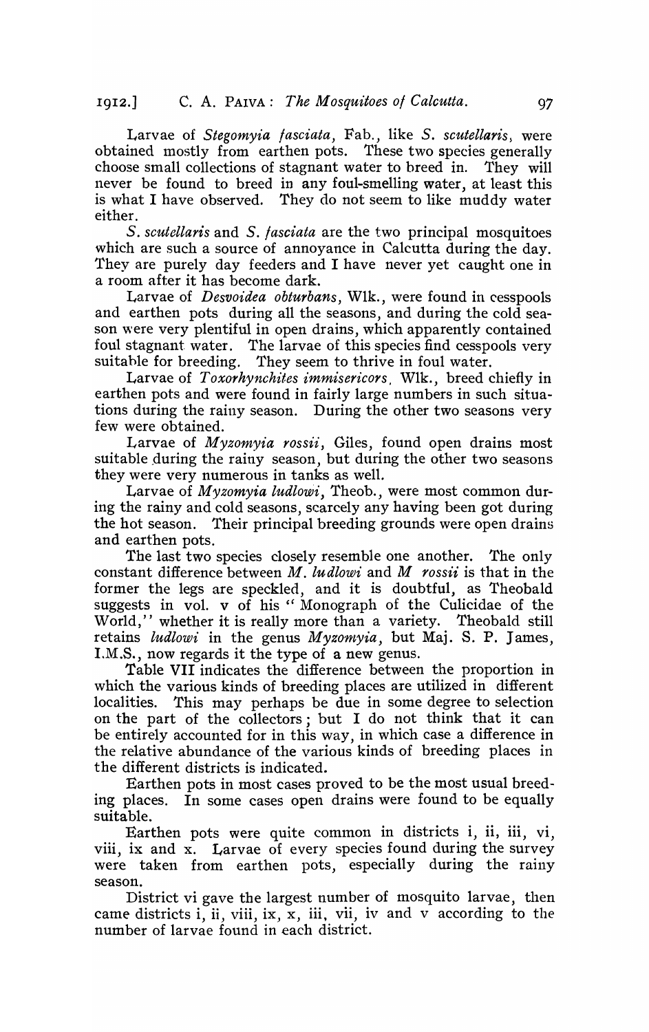Larvae of *Stegomyia fasciata*, Fab., like *S. scutellaris*, were obtained mostly from earthen pots. These two species generally choose small collections of stagnant water to breed in. They will never be found to breed in any foul-smelling water, at least this is what I have observed. They do not seem to like muddy water either.

*S. scutellaris* and *S. fasciata* are the two principal mosquitoes which are such a source of annoyance in Calcutta during the day. They are purely day feeders and I have never yet caught one in a room after it has become dark.

Larvae of *Desvoidea obturbans*, Wlk., were found in cesspools and earthen pots during all the seasons, and during the cold season were very plentiful in open drains, which apparently contained foul stagnant water. The larvae of this species find cesspools very suitable for breeding. They seem to thrive in foul water.

Larvae of *Toxorhynchites immisericors*, Wlk., breed chiefly in earthen pots and were found in fairly large numbers in such situations during the rainy season. During the other two seasons very few were obtained.

Larvae of *Myzomyia rossii*, Giles, found open drains most suitable during the rainy season, but during the other two seasons they were very numerous in tanks as well.

Larvae of *Myzomyia ludlowi*, Theob., were most common during the rainy and cold seasons, scarcely any having been got during the hot season. Their principal breeding grounds were open drains and earthen pots.

The last two species closely resemble one another. The only constant difference between *M. ludlowi* and *M rossii* is that in the former the legs are speckled, and it is doubtful, as Theobald suggests in vol. v of his "Monograph of the Culicidae of the World," whether it is really more than a variety. Theobald still retains *ludlowi* in the genus *Myzomyia*, but Maj. S. P. James, I.M.S., now regards it the type of a new genus.

Table VII indicates the difference between the proportion in which the various kinds of breeding places are utilized in different localities. This may perhaps be due in some degree to selection on the part of the collectors; but I do not think that it can be entirely accounted for in this way, in which case a difference in the relative abundance of the various kinds of breeding places in the different districts is indicated.

Earthen pots in most cases proved to be the most usual breeding places. In some cases open drains were found to be equally suitable.

Earthen pots were quite common in districts i, ii, iii, vi, viii, ix and x. Larvae of every species found during the survey were taken from earthen pots, especially during the rainy season.

District vi gave the largest number of mosquito larvae, then came districts i, ii, viii, ix, x, iii, vii, iv and v according to the number of larvae found in each district.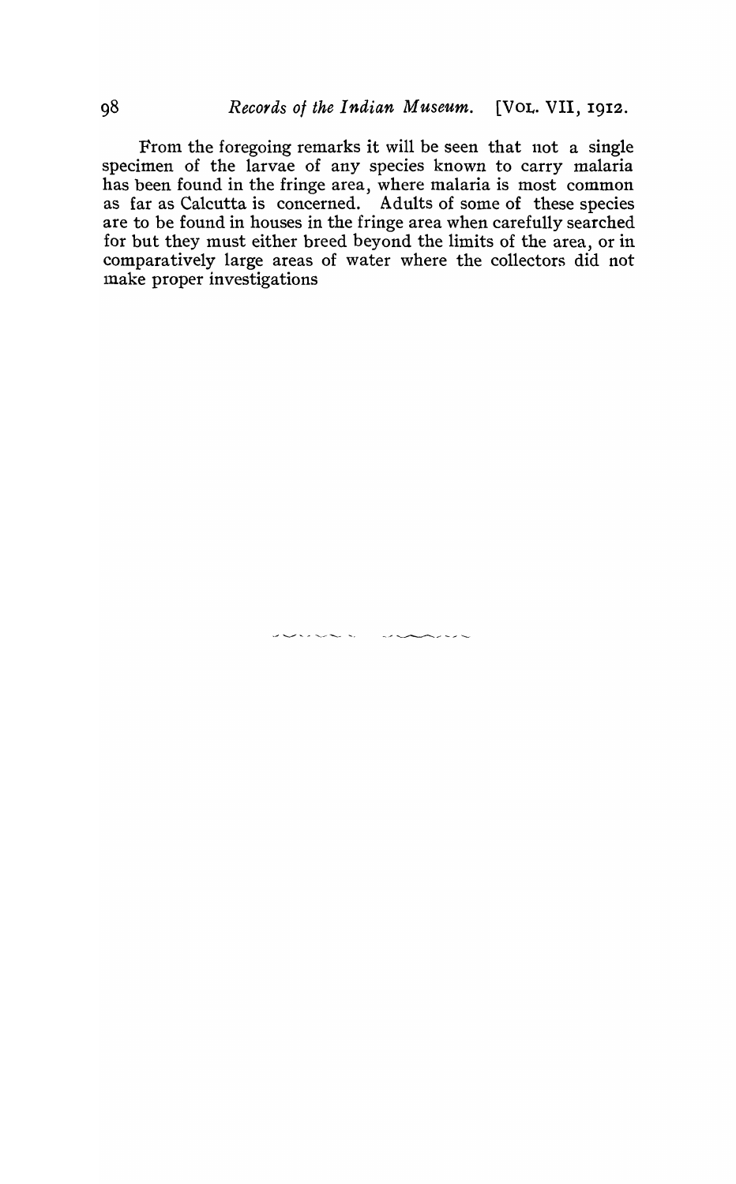From the foregoing remarks it will be seen that not a single specimen of the larvae of any species known to carry malaria has been found in the fringe area, where malaria is most common as far as Calcutta is concerned. Adults of some of these species are to be found in houses in the fringe area when carefully searched for but they must either breed beyond the limits of the area, or in comparatively large areas of water where the collectors did not make proper investigations